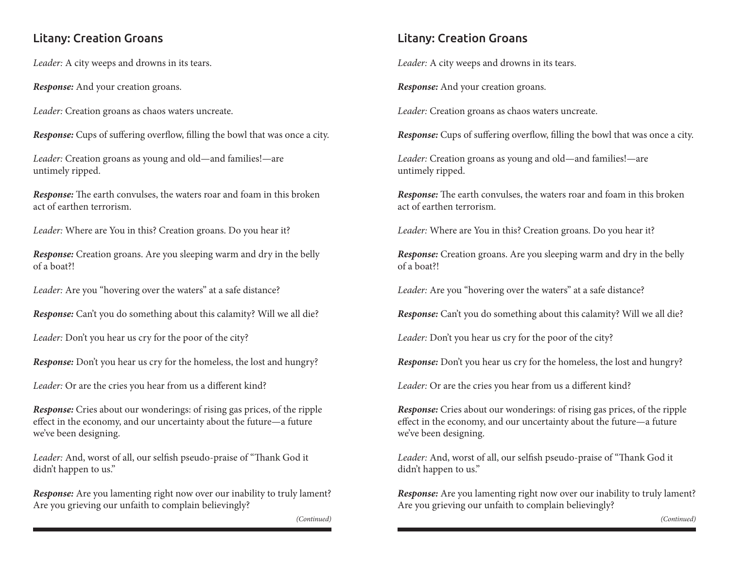## Litany: Creation Groans

*Leader:* A city weeps and drowns in its tears.

***Response:*** And your creation groans.

*Leader:* Creation groans as chaos waters uncreate.

***Response:*** Cups of suffering overflow, filling the bowl that was once a city.

*Leader:* Creation groans as young and old—and families!—are untimely ripped.

***Response:*** The earth convulses, the waters roar and foam in this broken act of earthen terrorism.

*Leader:* Where are You in this? Creation groans. Do you hear it?

***Response:*** Creation groans. Are you sleeping warm and dry in the belly of a boat?!

*Leader:* Are you "hovering over the waters" at a safe distance?

***Response:*** Can't you do something about this calamity? Will we all die?

*Leader:* Don't you hear us cry for the poor of the city?

***Response:*** Don't you hear us cry for the homeless, the lost and hungry?

*Leader:* Or are the cries you hear from us a different kind?

***Response:*** Cries about our wonderings: of rising gas prices, of the ripple effect in the economy, and our uncertainty the future—a future we've been designing.

*Leader:* And, worst of all, our selfish pseudo-praise of "Thank God it didn't happen to us."

***Response:*** Are you lamenting right now over our inability to truly lament? Are you grieving our unfaith to complain believingly?

*(Continued)*

## Litany: Creation Groans

*Leader:* A city weeps and drowns in its tears.

***Response:*** And your creation groans.

*Leader:* Creation groans as chaos waters uncreate.

***Response:*** Cups of suffering overflow, filling the bowl that was once a city.

*Leader:* Creation groans as young and old—and families!—are untimely ripped.

***Response:*** The earth convulses, the waters roar and foam in this broken act of earthen terrorism.

*Leader:* Where are You in this? Creation groans. Do you hear it?

***Response:*** Creation groans. Are you sleeping warm and dry in the belly of a boat?!

*Leader:* Are you "hovering over the waters" at a safe distance?

***Response:*** Can't you do something about this calamity? Will we all die?

*Leader:* Don't you hear us cry for the poor of the city?

***Response:*** Don't you hear us cry for the homeless, the lost and hungry?

*Leader:* Or are the cries you hear from us a different kind?

***Response:*** Cries about our wonderings: of rising gas prices, of the ripple effect in the economy, and our uncertainty about the future—a future we've been designing.

*Leader:* And, worst of all, our selfish pseudo-praise of "Thank God it didn't happen to us."

***Response:*** Are you lamenting right now over our inability to truly lament? Are you grieving our unfaith to complain believingly?

*(Continued)*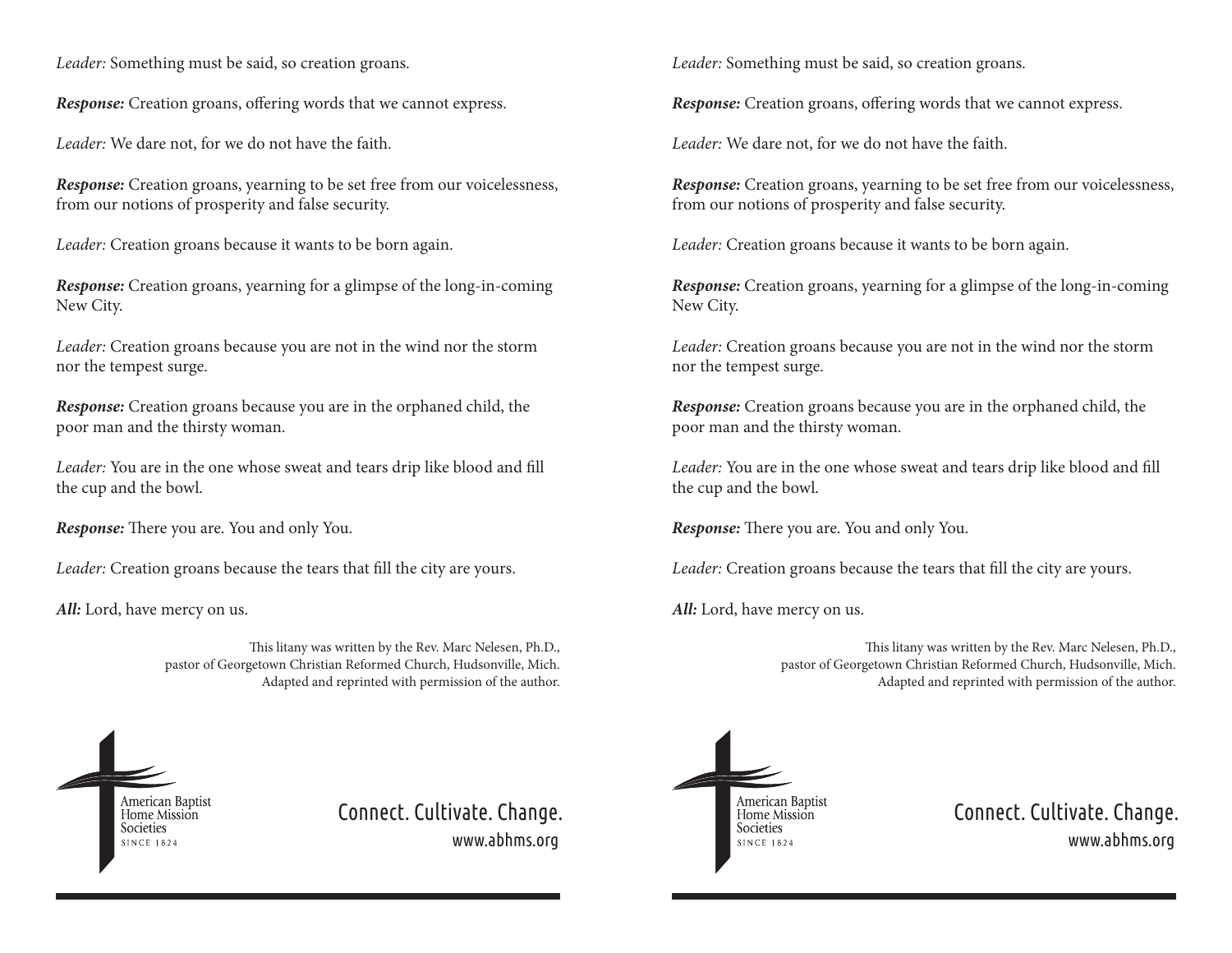*Leader:* Something must be said, so creation groans.

***Response:*** Creation groans, offering words that we cannot express.

*Leader:* We dare not, for we do not have the faith.

***Response:*** Creation groans, yearning to be set free from our voicelessness, from our notions of prosperity and false security.

*Leader:* Creation groans because it wants to be born again.

***Response:*** Creation groans, yearning for a glimpse of the long-in-coming New City.

*Leader:* Creation groans because you are not in the wind nor the storm nor the tempest surge.

***Response:*** Creation groans because you are in the orphaned child, the poor man and the thirsty woman.

*Leader:* You are in the one whose sweat and tears drip like blood and fill the cup and the bowl.

***Response:*** There you are. You and only You.

*Leader:* Creation groans because the tears that fill the city are yours.

***All:*** Lord, have mercy on us.

This litany was written by the Rev. Marc Nelesen, Ph.D., pastor of Georgetown Christian Reformed Church, Hudsonville, Mich. Adapted and reprinted with permission of the author.

American Baptist Home Mission Societies
SINCE 1824

Connect. Cultivate. Change.
www.abhms.org

*Leader:* Something must be said, so creation groans.

***Response:*** Creation groans, offering words that we cannot express.

*Leader:* We dare not, for we do not have the faith.

***Response:*** Creation groans, yearning to be set free from our voicelessness, from our notions of prosperity and false security.

*Leader:* Creation groans because it wants to be born again.

***Response:*** Creation groans, yearning for a glimpse of the long-in-coming New City.

*Leader:* Creation groans because you are not in the wind nor the storm nor the tempest surge.

***Response:*** Creation groans because you are in the orphaned child, the poor man and the thirsty woman.

*Leader:* You are in the one whose sweat and tears drip like blood and fill the cup and the bowl.

***Response:*** There you are. You and only You.

*Leader:* Creation groans because the tears that fill the city are yours.

***All:*** Lord, have mercy on us.

This litany was written by the Rev. Marc Nelesen, Ph.D., pastor of Georgetown Christian Reformed Church, Hudsonville, Mich. Adapted and reprinted with permission of the author.

American Baptist Home Mission Societies
SINCE 1824

Connect. Cultivate. Change.
www.abhms.org